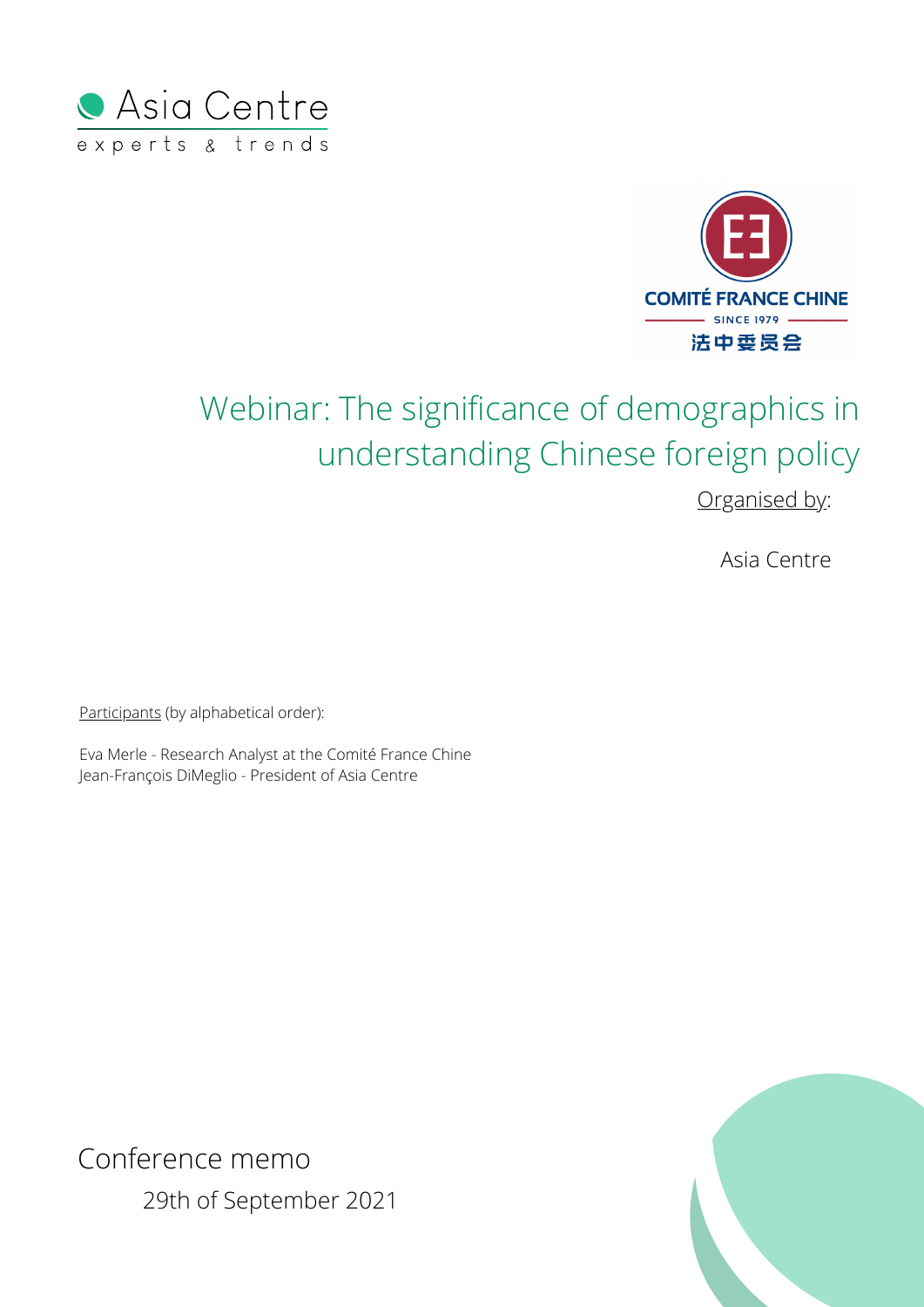Asia Centre

experts & trends

COMITÉ FRANCE CHINE

SINCE 1979

法中委员会

# Webinar: The significance of demographics in understanding Chinese foreign policy

Organised by:

Asia Centre

Participants (by alphabetical order):

Eva Merle - Research Analyst at the Comité France Chine
Jean-François DiMeglio - President of Asia Centre

Conference memo

29th of September 2021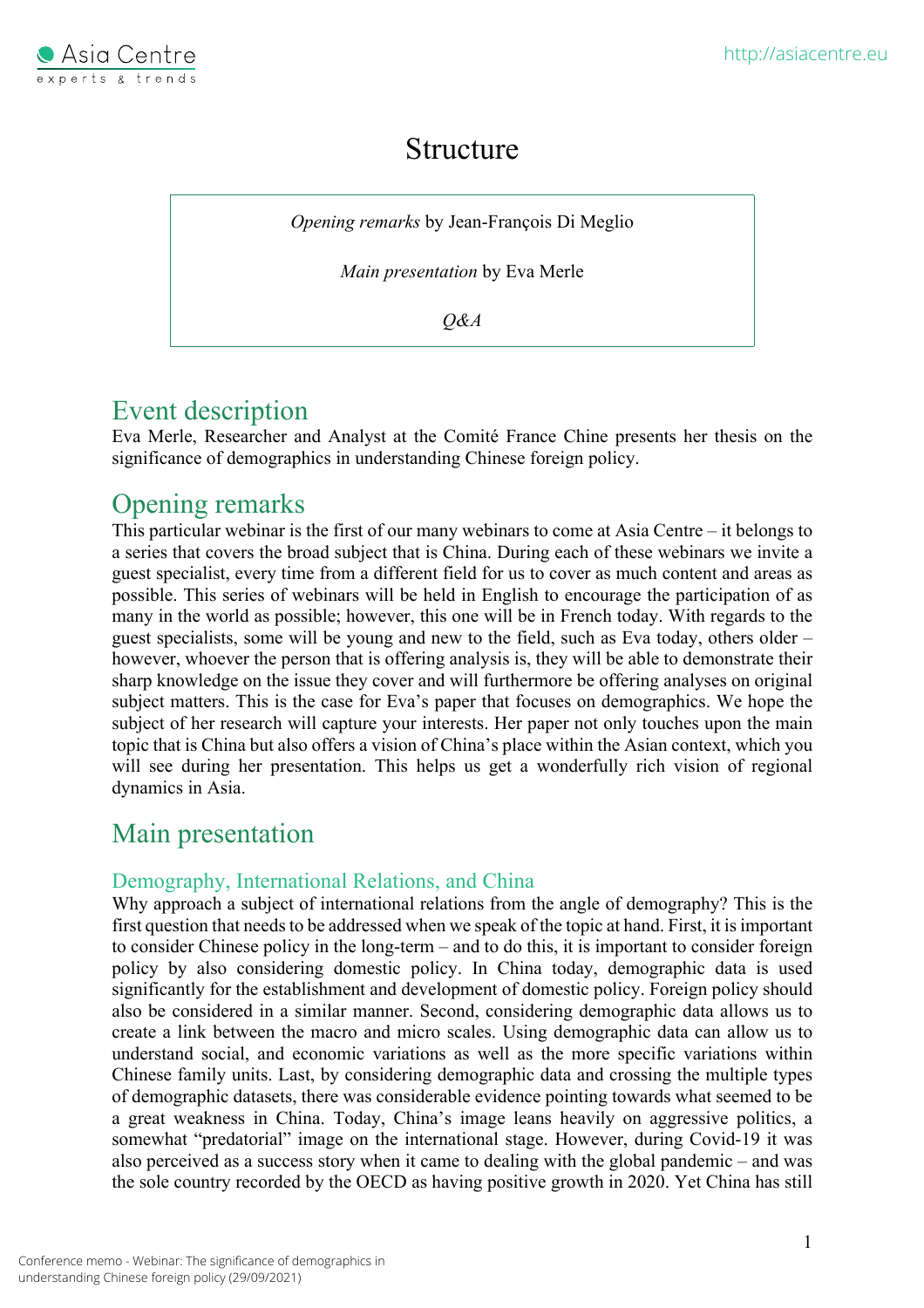# Structure

*Opening remarks* by Jean-François Di Meglio

*Main presentation* by Eva Merle

*Q&A*

## Event description

Eva Merle, Researcher and Analyst at the Comité France Chine presents her thesis on the significance of demographics in understanding Chinese foreign policy.

## Opening remarks

This particular webinar is the first of our many webinars to come at Asia Centre – it belongs to a series that covers the broad subject that is China. During each of these webinars we invite a guest specialist, every time from a different field for us to cover as much content and areas as possible. This series of webinars will be held in English to encourage the participation of as many in the world as possible; however, this one will be in French today. With regards to the guest specialists, some will be young and new to the field, such as Eva today, others older – however, whoever the person that is offering analysis is, they will be able to demonstrate their sharp knowledge on the issue they cover and will furthermore be offering analyses on original subject matters. This is the case for Eva's paper that focuses on demographics. We hope the subject of her research will capture your interests. Her paper not only touches upon the main topic that is China but also offers a vision of China's place within the Asian context, which you will see during her presentation. This helps us get a wonderfully rich vision of regional dynamics in Asia.

## Main presentation

### Demography, International Relations, and China

Why approach a subject of international relations from the angle of demography? This is the first question that needs to be addressed when we speak of the topic at hand. First, it is important to consider Chinese policy in the long-term – and to do this, it is important to consider foreign policy by also considering domestic policy. In China today, demographic data is used significantly for the establishment and development of domestic policy. Foreign policy should also be considered in a similar manner. Second, considering demographic data allows us to create a link between the macro and micro scales. Using demographic data can allow us to understand social, and economic variations as well as the more specific variations within Chinese family units. Last, by considering demographic data and crossing the multiple types of demographic datasets, there was considerable evidence pointing towards what seemed to be a great weakness in China. Today, China's image leans heavily on aggressive politics, a somewhat "predatorial" image on the international stage. However, during Covid-19 it was also perceived as a success story when it came to dealing with the global pandemic – and was the sole country recorded by the OECD as having positive growth in 2020. Yet China has still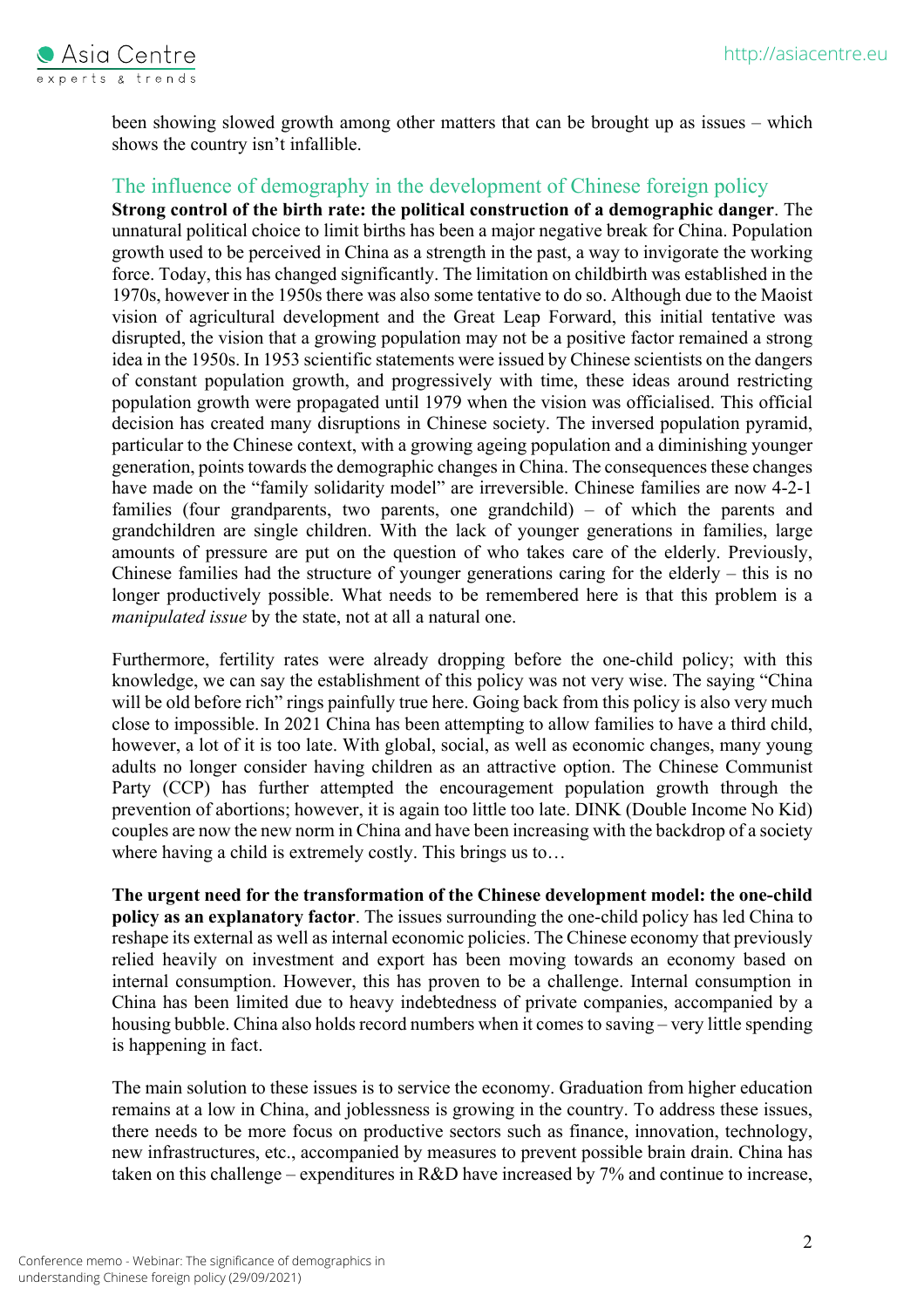been showing slowed growth among other matters that can be brought up as issues – which shows the country isn't infallible.

## The influence of demography in the development of Chinese foreign policy

**Strong control of the birth rate: the political construction of a demographic danger**. The unnatural political choice to limit births has been a major negative break for China. Population growth used to be perceived in China as a strength in the past, a way to invigorate the working force. Today, this has changed significantly. The limitation on childbirth was established in the 1970s, however in the 1950s there was also some tentative to do so. Although due to the Maoist vision of agricultural development and the Great Leap Forward, this initial tentative was disrupted, the vision that a growing population may not be a positive factor remained a strong idea in the 1950s. In 1953 scientific statements were issued by Chinese scientists on the dangers of constant population growth, and progressively with time, these ideas around restricting population growth were propagated until 1979 when the vision was officialised. This official decision has created many disruptions in Chinese society. The inversed population pyramid, particular to the Chinese context, with a growing ageing population and a diminishing younger generation, points towards the demographic changes in China. The consequences these changes have made on the "family solidarity model" are irreversible. Chinese families are now 4-2-1 families (four grandparents, two parents, one grandchild) – of which the parents and grandchildren are single children. With the lack of younger generations in families, large amounts of pressure are put on the question of who takes care of the elderly. Previously, Chinese families had the structure of younger generations caring for the elderly – this is no longer productively possible. What needs to be remembered here is that this problem is a *manipulated issue* by the state, not at all a natural one.

Furthermore, fertility rates were already dropping before the one-child policy; with this knowledge, we can say the establishment of this policy was not very wise. The saying "China will be old before rich" rings painfully true here. Going back from this policy is also very much close to impossible. In 2021 China has been attempting to allow families to have a third child, however, a lot of it is too late. With global, social, as well as economic changes, many young adults no longer consider having children as an attractive option. The Chinese Communist Party (CCP) has further attempted the encouragement population growth through the prevention of abortions; however, it is again too little too late. DINK (Double Income No Kid) couples are now the new norm in China and have been increasing with the backdrop of a society where having a child is extremely costly. This brings us to…

**The urgent need for the transformation of the Chinese development model: the one-child policy as an explanatory factor**. The issues surrounding the one-child policy has led China to reshape its external as well as internal economic policies. The Chinese economy that previously relied heavily on investment and export has been moving towards an economy based on internal consumption. However, this has proven to be a challenge. Internal consumption in China has been limited due to heavy indebtedness of private companies, accompanied by a housing bubble. China also holds record numbers when it comes to saving – very little spending is happening in fact.

The main solution to these issues is to service the economy. Graduation from higher education remains at a low in China, and joblessness is growing in the country. To address these issues, there needs to be more focus on productive sectors such as finance, innovation, technology, new infrastructures, etc., accompanied by measures to prevent possible brain drain. China has taken on this challenge – expenditures in R&D have increased by 7% and continue to increase,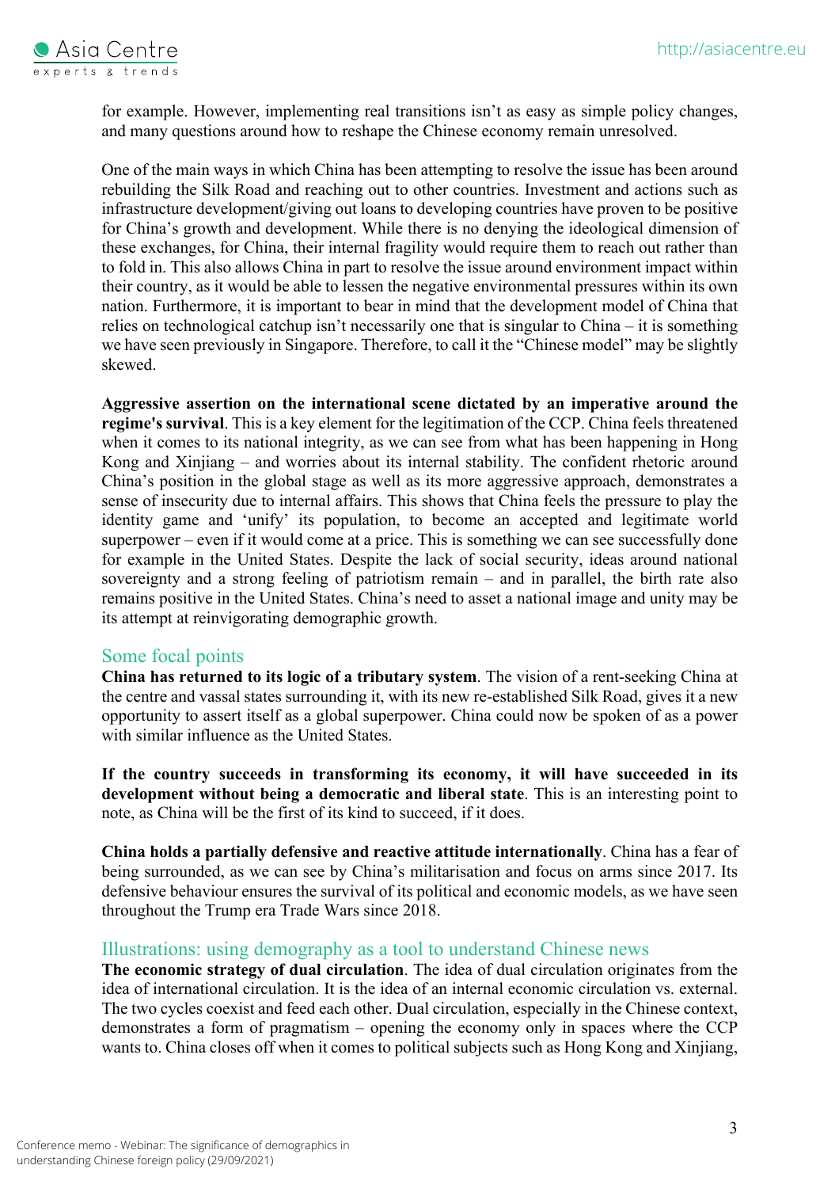for example. However, implementing real transitions isn't as easy as simple policy changes, and many questions around how to reshape the Chinese economy remain unresolved.

One of the main ways in which China has been attempting to resolve the issue has been around rebuilding the Silk Road and reaching out to other countries. Investment and actions such as infrastructure development/giving out loans to developing countries have proven to be positive for China's growth and development. While there is no denying the ideological dimension of these exchanges, for China, their internal fragility would require them to reach out rather than to fold in. This also allows China in part to resolve the issue around environment impact within their country, as it would be able to lessen the negative environmental pressures within its own nation. Furthermore, it is important to bear in mind that the development model of China that relies on technological catchup isn't necessarily one that is singular to China – it is something we have seen previously in Singapore. Therefore, to call it the "Chinese model" may be slightly skewed.

**Aggressive assertion on the international scene dictated by an imperative around the regime's survival**. This is a key element for the legitimation of the CCP. China feels threatened when it comes to its national integrity, as we can see from what has been happening in Hong Kong and Xinjiang – and worries about its internal stability. The confident rhetoric around China's position in the global stage as well as its more aggressive approach, demonstrates a sense of insecurity due to internal affairs. This shows that China feels the pressure to play the identity game and 'unify' its population, to become an accepted and legitimate world superpower – even if it would come at a price. This is something we can see successfully done for example in the United States. Despite the lack of social security, ideas around national sovereignty and a strong feeling of patriotism remain – and in parallel, the birth rate also remains positive in the United States. China's need to asset a national image and unity may be its attempt at reinvigorating demographic growth.

## Some focal points

**China has returned to its logic of a tributary system**. The vision of a rent-seeking China at the centre and vassal states surrounding it, with its new re-established Silk Road, gives it a new opportunity to assert itself as a global superpower. China could now be spoken of as a power with similar influence as the United States.

**If the country succeeds in transforming its economy, it will have succeeded in its development without being a democratic and liberal state**. This is an interesting point to note, as China will be the first of its kind to succeed, if it does.

**China holds a partially defensive and reactive attitude internationally**. China has a fear of being surrounded, as we can see by China's militarisation and focus on arms since 2017. Its defensive behaviour ensures the survival of its political and economic models, as we have seen throughout the Trump era Trade Wars since 2018.

## Illustrations: using demography as a tool to understand Chinese news

**The economic strategy of dual circulation**. The idea of dual circulation originates from the idea of international circulation. It is the idea of an internal economic circulation vs. external. The two cycles coexist and feed each other. Dual circulation, especially in the Chinese context, demonstrates a form of pragmatism – opening the economy only in spaces where the CCP wants to. China closes off when it comes to political subjects such as Hong Kong and Xinjiang,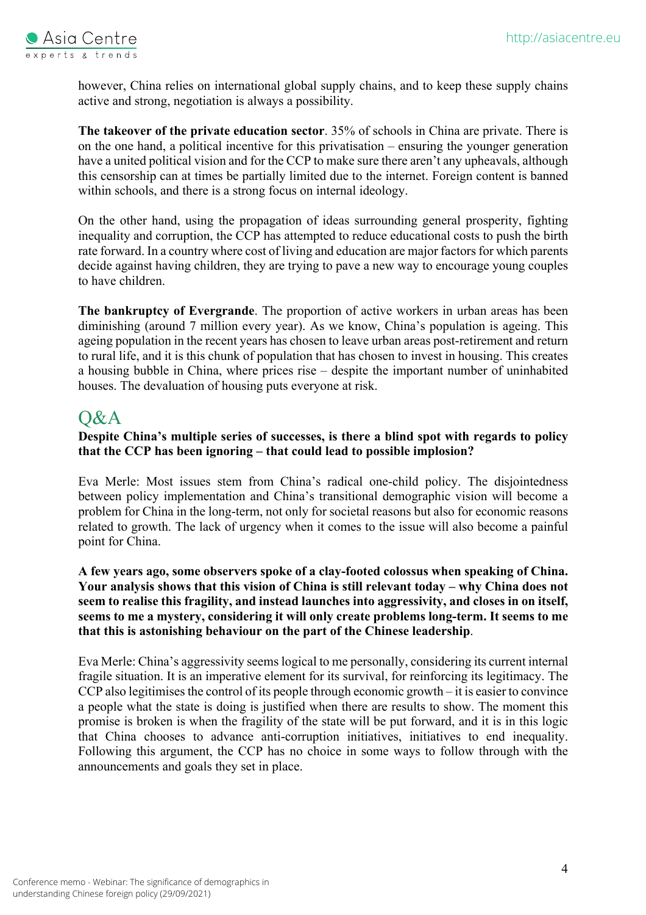however, China relies on international global supply chains, and to keep these supply chains active and strong, negotiation is always a possibility.

**The takeover of the private education sector**. 35% of schools in China are private. There is on the one hand, a political incentive for this privatisation – ensuring the younger generation have a united political vision and for the CCP to make sure there aren't any upheavals, although this censorship can at times be partially limited due to the internet. Foreign content is banned within schools, and there is a strong focus on internal ideology.

On the other hand, using the propagation of ideas surrounding general prosperity, fighting inequality and corruption, the CCP has attempted to reduce educational costs to push the birth rate forward. In a country where cost of living and education are major factors for which parents decide against having children, they are trying to pave a new way to encourage young couples to have children.

**The bankruptcy of Evergrande**. The proportion of active workers in urban areas has been diminishing (around 7 million every year). As we know, China's population is ageing. This ageing population in the recent years has chosen to leave urban areas post-retirement and return to rural life, and it is this chunk of population that has chosen to invest in housing. This creates a housing bubble in China, where prices rise – despite the important number of uninhabited houses. The devaluation of housing puts everyone at risk.

## Q&A

**Despite China's multiple series of successes, is there a blind spot with regards to policy that the CCP has been ignoring – that could lead to possible implosion?**

Eva Merle: Most issues stem from China's radical one-child policy. The disjointedness between policy implementation and China's transitional demographic vision will become a problem for China in the long-term, not only for societal reasons but also for economic reasons related to growth. The lack of urgency when it comes to the issue will also become a painful point for China.

**A few years ago, some observers spoke of a clay-footed colossus when speaking of China. Your analysis shows that this vision of China is still relevant today – why China does not seem to realise this fragility, and instead launches into aggressivity, and closes in on itself, seems to me a mystery, considering it will only create problems long-term. It seems to me that this is astonishing behaviour on the part of the Chinese leadership**.

Eva Merle: China's aggressivity seems logical to me personally, considering its current internal fragile situation. It is an imperative element for its survival, for reinforcing its legitimacy. The CCP also legitimises the control of its people through economic growth – it is easier to convince a people what the state is doing is justified when there are results to show. The moment this promise is broken is when the fragility of the state will be put forward, and it is in this logic that China chooses to advance anti-corruption initiatives, initiatives to end inequality. Following this argument, the CCP has no choice in some ways to follow through with the announcements and goals they set in place.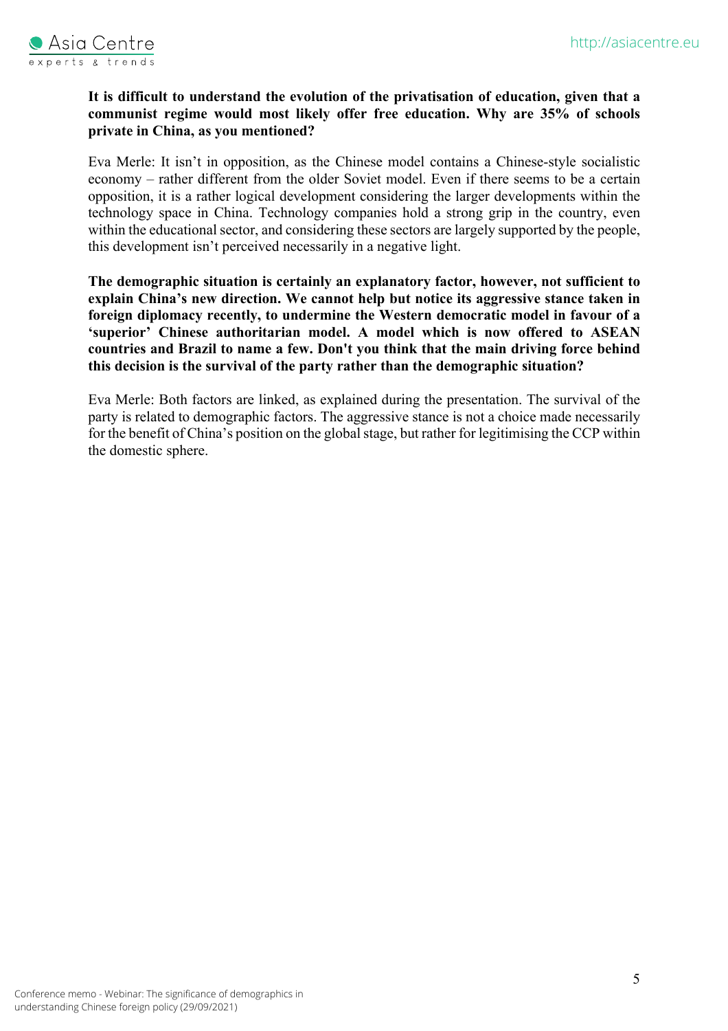**It is difficult to understand the evolution of the privatisation of education, given that a communist regime would most likely offer free education. Why are 35% of schools private in China, as you mentioned?**

Eva Merle: It isn't in opposition, as the Chinese model contains a Chinese-style socialistic economy – rather different from the older Soviet model. Even if there seems to be a certain opposition, it is a rather logical development considering the larger developments within the technology space in China. Technology companies hold a strong grip in the country, even within the educational sector, and considering these sectors are largely supported by the people, this development isn't perceived necessarily in a negative light.

**The demographic situation is certainly an explanatory factor, however, not sufficient to explain China's new direction. We cannot help but notice its aggressive stance taken in foreign diplomacy recently, to undermine the Western democratic model in favour of a 'superior' Chinese authoritarian model. A model which is now offered to ASEAN countries and Brazil to name a few. Don't you think that the main driving force behind this decision is the survival of the party rather than the demographic situation?**

Eva Merle: Both factors are linked, as explained during the presentation. The survival of the party is related to demographic factors. The aggressive stance is not a choice made necessarily for the benefit of China's position on the global stage, but rather for legitimising the CCP within the domestic sphere.